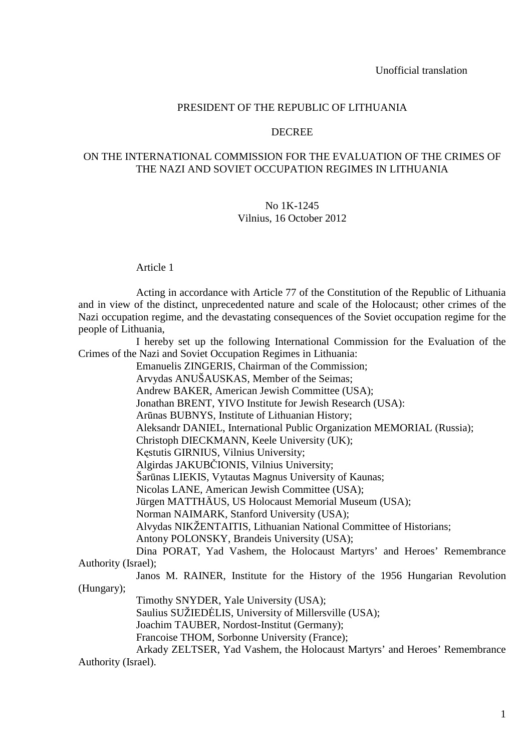Unofficial translation

PRESIDENT OF THE REPUBLIC OF LITHUANIA

DECREE

# ON THE INTERNATIONAL COMMISSION FOR THE EVALUATION OF THE CRIMES OF THE NAZI AND SOVIET OCCUPATION REGIMES IN LITHUANIA

No 1K-1245
Vilnius, 16 October 2012

Article 1

Acting in accordance with Article 77 of the Constitution of the Republic of Lithuania and in view of the distinct, unprecedented nature and scale of the Holocaust; other crimes of the Nazi occupation regime, and the devastating consequences of the Soviet occupation regime for the people of Lithuania,

I hereby set up the following International Commission for the Evaluation of the Crimes of the Nazi and Soviet Occupation Regimes in Lithuania:

Emanuelis ZINGERIS, Chairman of the Commission;
Arvydas ANUŠAUSKAS, Member of the Seimas;
Andrew BAKER, American Jewish Committee (USA);
Jonathan BRENT, YIVO Institute for Jewish Research (USA):
Arūnas BUBNYS, Institute of Lithuanian History;
Aleksandr DANIEL, International Public Organization MEMORIAL (Russia);
Christoph DIECKMANN, Keele University (UK);
Kęstutis GIRNIUS, Vilnius University;
Algirdas JAKUBČIONIS, Vilnius University;
Šarūnas LIEKIS, Vytautas Magnus University of Kaunas;
Nicolas LANE, American Jewish Committee (USA);
Jürgen MATTHÄUS, US Holocaust Memorial Museum (USA);
Norman NAIMARK, Stanford University (USA);
Alvydas NIKŽENTAITIS, Lithuanian National Committee of Historians;
Antony POLONSKY, Brandeis University (USA);
Dina PORAT, Yad Vashem, the Holocaust Martyrs' and Heroes' Remembrance Authority (Israel);
Janos M. RAINER, Institute for the History of the 1956 Hungarian Revolution (Hungary);
Timothy SNYDER, Yale University (USA);
Saulius SUŽIEDĖLIS, University of Millersville (USA);
Joachim TAUBER, Nordost-Institut (Germany);
Francoise THOM, Sorbonne University (France);
Arkady ZELTSER, Yad Vashem, the Holocaust Martyrs' and Heroes' Remembrance Authority (Israel).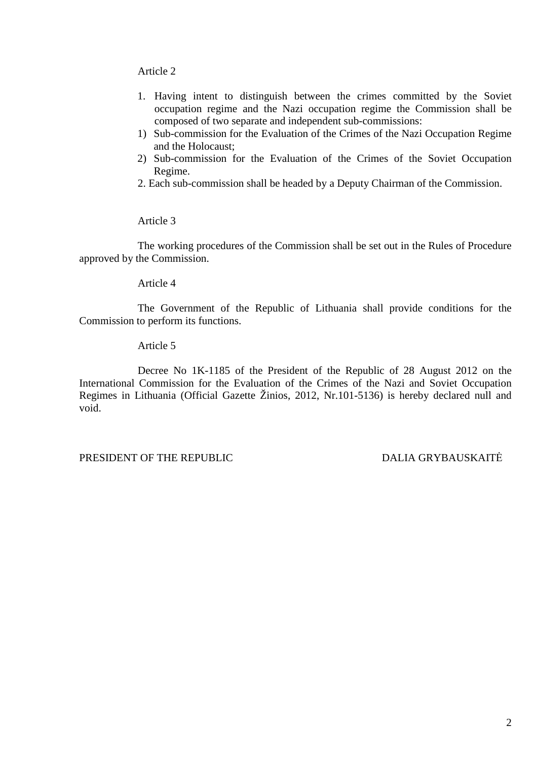Article 2

1. Having intent to distinguish between the crimes committed by the Soviet occupation regime and the Nazi occupation regime the Commission shall be composed of two separate and independent sub-commissions:
   1) Sub-commission for the Evaluation of the Crimes of the Nazi Occupation Regime and the Holocaust;
   2) Sub-commission for the Evaluation of the Crimes of the Soviet Occupation Regime.
2. Each sub-commission shall be headed by a Deputy Chairman of the Commission.

Article 3

The working procedures of the Commission shall be set out in the Rules of Procedure approved by the Commission.

Article 4

The Government of the Republic of Lithuania shall provide conditions for the Commission to perform its functions.

Article 5

Decree No 1K-1185 of the President of the Republic of 28 August 2012 on the International Commission for the Evaluation of the Crimes of the Nazi and Soviet Occupation Regimes in Lithuania (Official Gazette Žinios, 2012, Nr.101-5136) is hereby declared null and void.

PRESIDENT OF THE REPUBLIC DALIA GRYBAUSKAITĖ